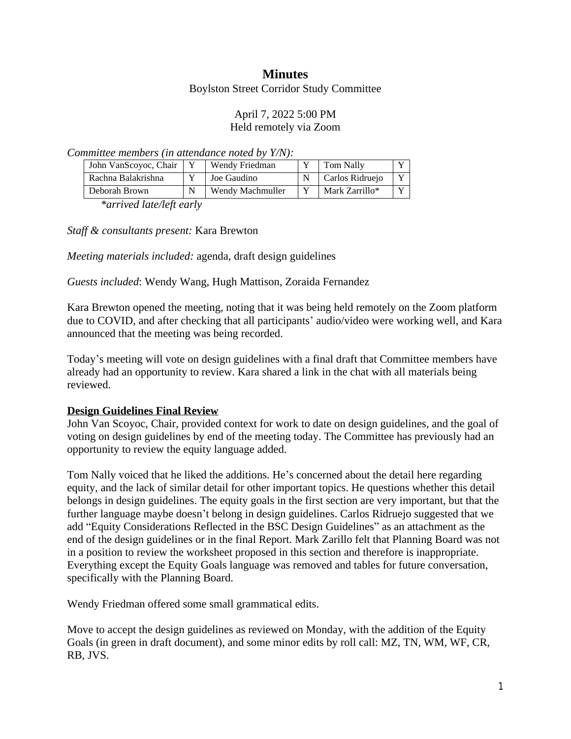# Minutes

Boylston Street Corridor Study Committee

April 7, 2022 5:00 PM
Held remotely via Zoom

*Committee members (in attendance noted by Y/N):*

| John VanScoyoc, Chair | Y | Wendy Friedman | Y | Tom Nally | Y |
|---|---|---|---|---|---|
| Rachna Balakrishna | Y | Joe Gaudino | N | Carlos Ridruejo | Y |
| Deborah Brown | N | Wendy Machmuller | Y | Mark Zarrillo* | Y |

*\*arrived late/left early*

*Staff & consultants present:* Kara Brewton

*Meeting materials included:* agenda, draft design guidelines

*Guests included*: Wendy Wang, Hugh Mattison, Zoraida Fernandez

Kara Brewton opened the meeting, noting that it was being held remotely on the Zoom platform due to COVID, and after checking that all participants' audio/video were working well, and Kara announced that the meeting was being recorded.

Today's meeting will vote on design guidelines with a final draft that Committee members have already had an opportunity to review. Kara shared a link in the chat with all materials being reviewed.

**Design Guidelines Final Review**

John Van Scoyoc, Chair, provided context for work to date on design guidelines, and the goal of voting on design guidelines by end of the meeting today. The Committee has previously had an opportunity to review the equity language added.

Tom Nally voiced that he liked the additions. He's concerned about the detail here regarding equity, and the lack of similar detail for other important topics. He questions whether this detail belongs in design guidelines. The equity goals in the first section are very important, but that the further language maybe doesn't belong in design guidelines. Carlos Ridruejo suggested that we add "Equity Considerations Reflected in the BSC Design Guidelines" as an attachment as the end of the design guidelines or in the final Report. Mark Zarillo felt that Planning Board was not in a position to review the worksheet proposed in this section and therefore is inappropriate. Everything except the Equity Goals language was removed and tables for future conversation, specifically with the Planning Board.

Wendy Friedman offered some small grammatical edits.

Move to accept the design guidelines as reviewed on Monday, with the addition of the Equity Goals (in green in draft document), and some minor edits by roll call: MZ, TN, WM, WF, CR, RB, JVS.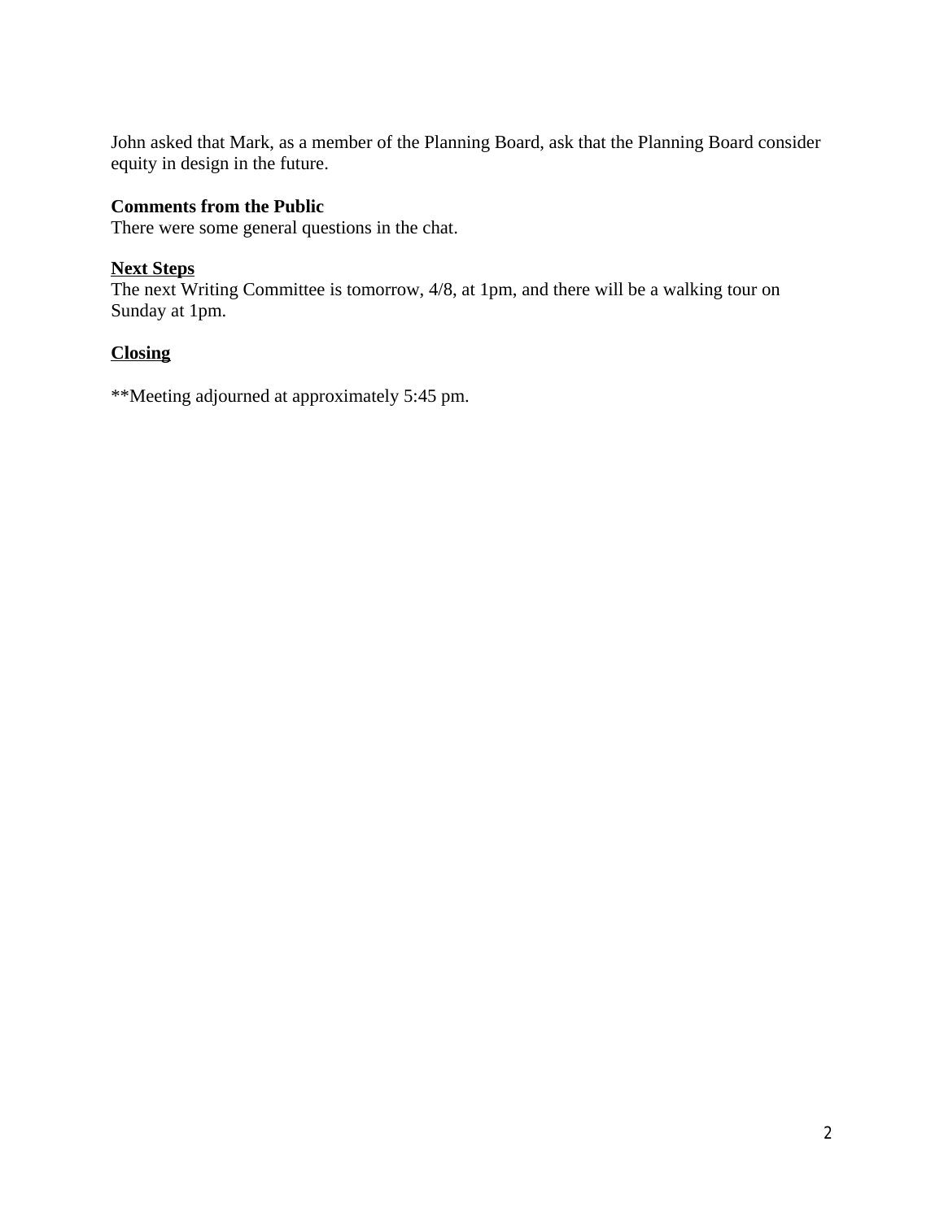John asked that Mark, as a member of the Planning Board, ask that the Planning Board consider equity in design in the future.

**Comments from the Public**
There were some general questions in the chat.

**<u>Next Steps</u>**
The next Writing Committee is tomorrow, 4/8, at 1pm, and there will be a walking tour on Sunday at 1pm.

**<u>Closing</u>**

**Meeting adjourned at approximately 5:45 pm.